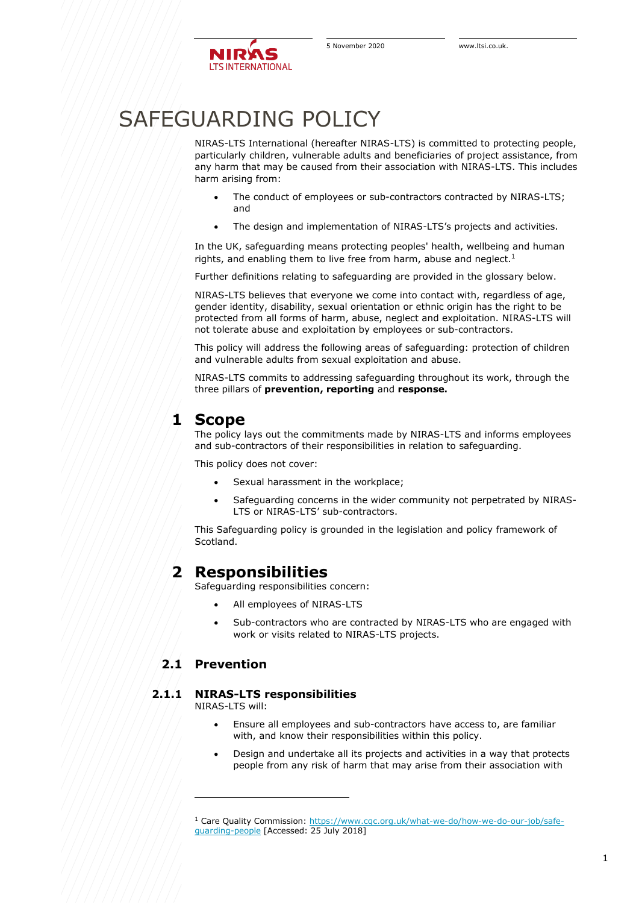# SAFEGUARDING POLICY

NIRAS-LTS International (hereafter NIRAS-LTS) is committed to protecting people, particularly children, vulnerable adults and beneficiaries of project assistance, from any harm that may be caused from their association with NIRAS-LTS. This includes harm arising from:

- The conduct of employees or sub-contractors contracted by NIRAS-LTS; and
- The design and implementation of NIRAS-LTS's projects and activities.

In the UK, safeguarding means protecting peoples' health, wellbeing and human rights, and enabling them to live free from harm, abuse and neglect.[1]

Further definitions relating to safeguarding are provided in the glossary below.

NIRAS-LTS believes that everyone we come into contact with, regardless of age, gender identity, disability, sexual orientation or ethnic origin has the right to be protected from all forms of harm, abuse, neglect and exploitation. NIRAS-LTS will not tolerate abuse and exploitation by employees or sub-contractors.

This policy will address the following areas of safeguarding: protection of children and vulnerable adults from sexual exploitation and abuse.

NIRAS-LTS commits to addressing safeguarding throughout its work, through the three pillars of **prevention, reporting** and **response.**

## 1 Scope

The policy lays out the commitments made by NIRAS-LTS and informs employees and sub-contractors of their responsibilities in relation to safeguarding.

This policy does not cover:

- Sexual harassment in the workplace;
- Safeguarding concerns in the wider community not perpetrated by NIRAS-LTS or NIRAS-LTS' sub-contractors.

This Safeguarding policy is grounded in the legislation and policy framework of Scotland.

## 2 Responsibilities

Safeguarding responsibilities concern:

- All employees of NIRAS-LTS
- Sub-contractors who are contracted by NIRAS-LTS who are engaged with work or visits related to NIRAS-LTS projects.

### 2.1 Prevention

#### 2.1.1 NIRAS-LTS responsibilities

NIRAS-LTS will:

- Ensure all employees and sub-contractors have access to, are familiar with, and know their responsibilities within this policy.
- Design and undertake all its projects and activities in a way that protects people from any risk of harm that may arise from their association with

---

[1] Care Quality Commission: https://www.cqc.org.uk/what-we-do/how-we-do-our-job/safe-guarding-people [Accessed: 25 July 2018]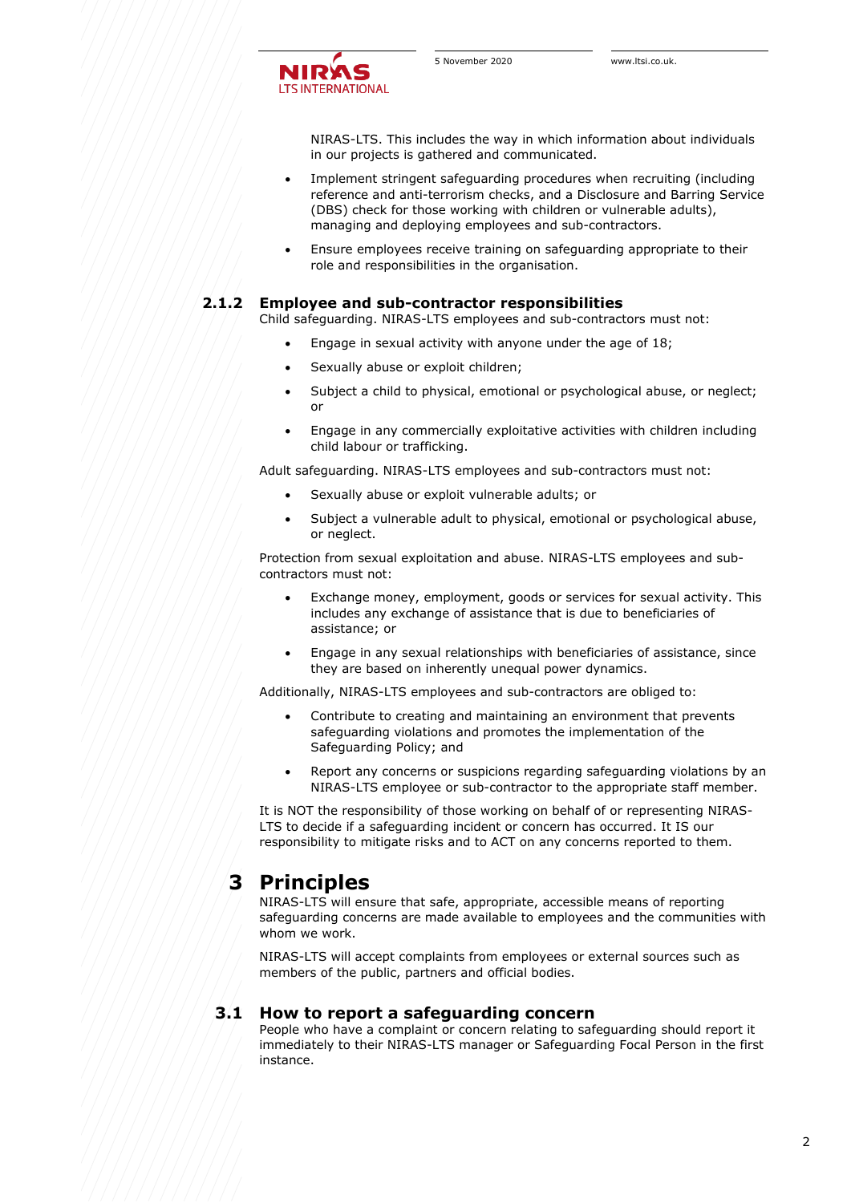NIRAS-LTS. This includes the way in which information about individuals in our projects is gathered and communicated.

- Implement stringent safeguarding procedures when recruiting (including reference and anti-terrorism checks, and a Disclosure and Barring Service (DBS) check for those working with children or vulnerable adults), managing and deploying employees and sub-contractors.
- Ensure employees receive training on safeguarding appropriate to their role and responsibilities in the organisation.

### 2.1.2 Employee and sub-contractor responsibilities

Child safeguarding. NIRAS-LTS employees and sub-contractors must not:

- Engage in sexual activity with anyone under the age of 18;
- Sexually abuse or exploit children;
- Subject a child to physical, emotional or psychological abuse, or neglect; or
- Engage in any commercially exploitative activities with children including child labour or trafficking.

Adult safeguarding. NIRAS-LTS employees and sub-contractors must not:

- Sexually abuse or exploit vulnerable adults; or
- Subject a vulnerable adult to physical, emotional or psychological abuse, or neglect.

Protection from sexual exploitation and abuse. NIRAS-LTS employees and sub-contractors must not:

- Exchange money, employment, goods or services for sexual activity. This includes any exchange of assistance that is due to beneficiaries of assistance; or
- Engage in any sexual relationships with beneficiaries of assistance, since they are based on inherently unequal power dynamics.

Additionally, NIRAS-LTS employees and sub-contractors are obliged to:

- Contribute to creating and maintaining an environment that prevents safeguarding violations and promotes the implementation of the Safeguarding Policy; and
- Report any concerns or suspicions regarding safeguarding violations by an NIRAS-LTS employee or sub-contractor to the appropriate staff member.

It is NOT the responsibility of those working on behalf of or representing NIRAS-LTS to decide if a safeguarding incident or concern has occurred. It IS our responsibility to mitigate risks and to ACT on any concerns reported to them.

# 3 Principles

NIRAS-LTS will ensure that safe, appropriate, accessible means of reporting safeguarding concerns are made available to employees and the communities with whom we work.

NIRAS-LTS will accept complaints from employees or external sources such as members of the public, partners and official bodies.

## 3.1 How to report a safeguarding concern

People who have a complaint or concern relating to safeguarding should report it immediately to their NIRAS-LTS manager or Safeguarding Focal Person in the first instance.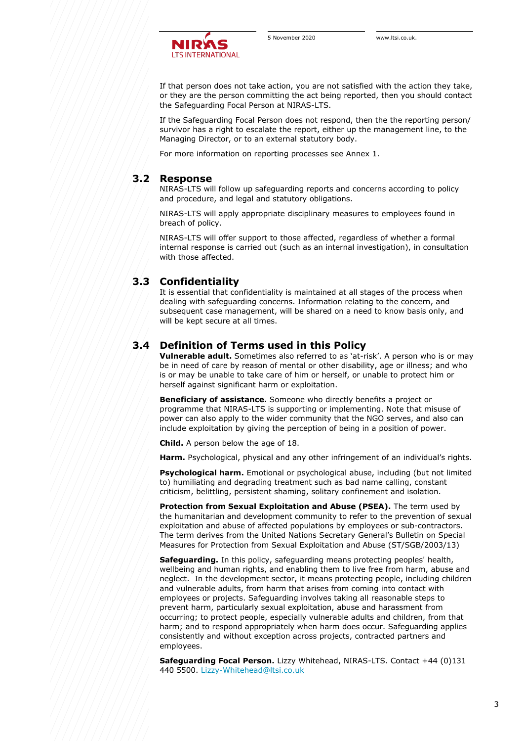If that person does not take action, you are not satisfied with the action they take, or they are the person committing the act being reported, then you should contact the Safeguarding Focal Person at NIRAS-LTS.

If the Safeguarding Focal Person does not respond, then the the reporting person/ survivor has a right to escalate the report, either up the management line, to the Managing Director, or to an external statutory body.

For more information on reporting processes see Annex 1.

## 3.2 Response

NIRAS-LTS will follow up safeguarding reports and concerns according to policy and procedure, and legal and statutory obligations.

NIRAS-LTS will apply appropriate disciplinary measures to employees found in breach of policy.

NIRAS-LTS will offer support to those affected, regardless of whether a formal internal response is carried out (such as an internal investigation), in consultation with those affected.

## 3.3 Confidentiality

It is essential that confidentiality is maintained at all stages of the process when dealing with safeguarding concerns. Information relating to the concern, and subsequent case management, will be shared on a need to know basis only, and will be kept secure at all times.

## 3.4 Definition of Terms used in this Policy

**Vulnerable adult.** Sometimes also referred to as 'at-risk'. A person who is or may be in need of care by reason of mental or other disability, age or illness; and who is or may be unable to take care of him or herself, or unable to protect him or herself against significant harm or exploitation.

**Beneficiary of assistance.** Someone who directly benefits a project or programme that NIRAS-LTS is supporting or implementing. Note that misuse of power can also apply to the wider community that the NGO serves, and also can include exploitation by giving the perception of being in a position of power.

**Child.** A person below the age of 18.

**Harm.** Psychological, physical and any other infringement of an individual's rights.

**Psychological harm.** Emotional or psychological abuse, including (but not limited to) humiliating and degrading treatment such as bad name calling, constant criticism, belittling, persistent shaming, solitary confinement and isolation.

**Protection from Sexual Exploitation and Abuse (PSEA).** The term used by the humanitarian and development community to refer to the prevention of sexual exploitation and abuse of affected populations by employees or sub-contractors. The term derives from the United Nations Secretary General's Bulletin on Special Measures for Protection from Sexual Exploitation and Abuse (ST/SGB/2003/13)

**Safeguarding.** In this policy, safeguarding means protecting peoples' health, wellbeing and human rights, and enabling them to live free from harm, abuse and neglect. In the development sector, it means protecting people, including children and vulnerable adults, from harm that arises from coming into contact with employees or projects. Safeguarding involves taking all reasonable steps to prevent harm, particularly sexual exploitation, abuse and harassment from occurring; to protect people, especially vulnerable adults and children, from that harm; and to respond appropriately when harm does occur. Safeguarding applies consistently and without exception across projects, contracted partners and employees.

**Safeguarding Focal Person.** Lizzy Whitehead, NIRAS-LTS. Contact +44 (0)131 440 5500. [Lizzy-Whitehead@ltsi.co.uk](mailto:Lizzy-Whitehead@ltsi.co.uk)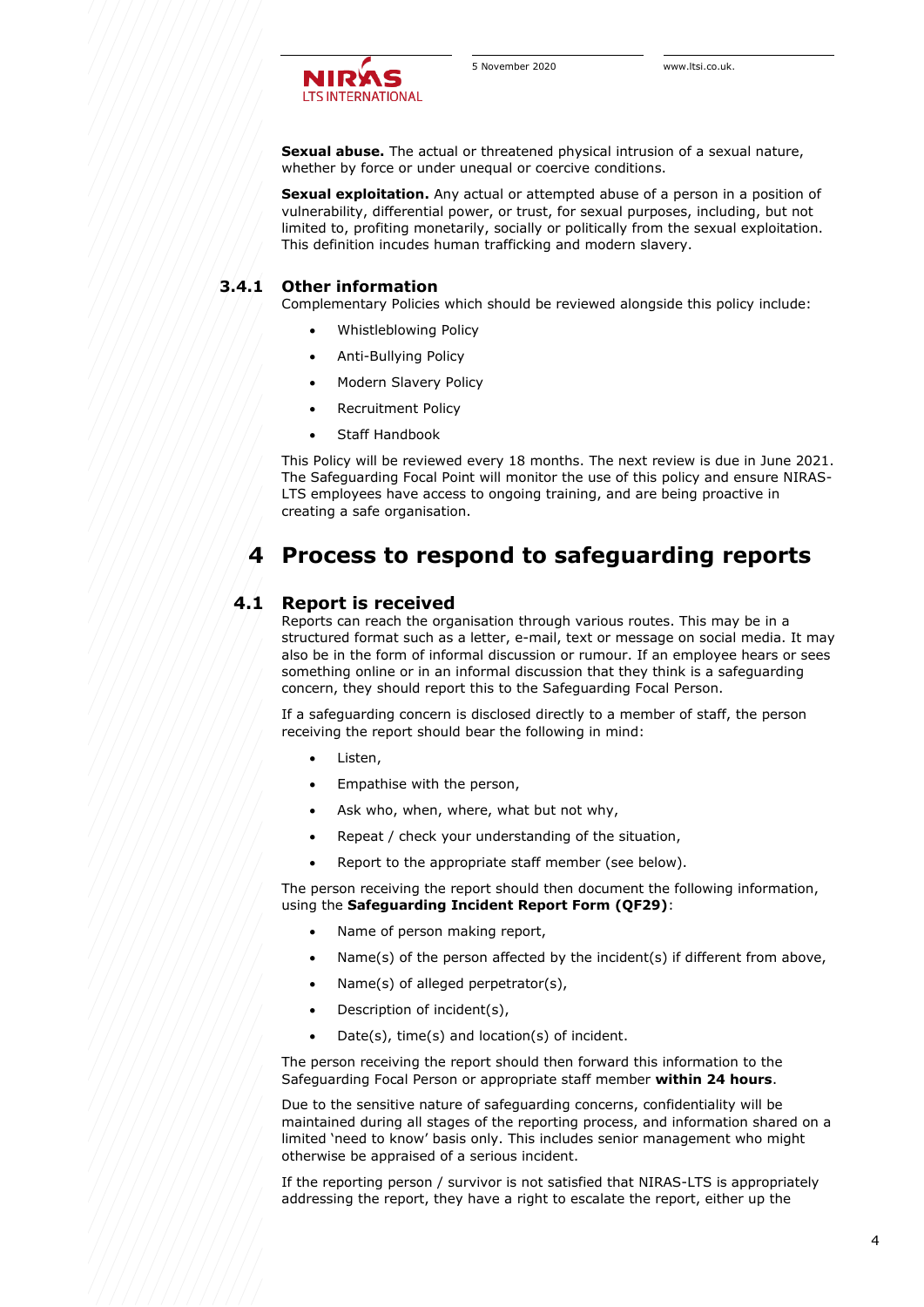**Sexual abuse.** The actual or threatened physical intrusion of a sexual nature, whether by force or under unequal or coercive conditions.

**Sexual exploitation.** Any actual or attempted abuse of a person in a position of vulnerability, differential power, or trust, for sexual purposes, including, but not limited to, profiting monetarily, socially or politically from the sexual exploitation. This definition incudes human trafficking and modern slavery.

### 3.4.1 Other information

Complementary Policies which should be reviewed alongside this policy include:

- Whistleblowing Policy
- Anti-Bullying Policy
- Modern Slavery Policy
- Recruitment Policy
- Staff Handbook

This Policy will be reviewed every 18 months. The next review is due in June 2021. The Safeguarding Focal Point will monitor the use of this policy and ensure NIRAS-LTS employees have access to ongoing training, and are being proactive in creating a safe organisation.

# 4 Process to respond to safeguarding reports

## 4.1 Report is received

Reports can reach the organisation through various routes. This may be in a structured format such as a letter, e-mail, text or message on social media. It may also be in the form of informal discussion or rumour. If an employee hears or sees something online or in an informal discussion that they think is a safeguarding concern, they should report this to the Safeguarding Focal Person.

If a safeguarding concern is disclosed directly to a member of staff, the person receiving the report should bear the following in mind:

- Listen,
- Empathise with the person,
- Ask who, when, where, what but not why,
- Repeat / check your understanding of the situation,
- Report to the appropriate staff member (see below).

The person receiving the report should then document the following information, using the **Safeguarding Incident Report Form (QF29)**:

- Name of person making report,
- Name(s) of the person affected by the incident(s) if different from above,
- Name(s) of alleged perpetrator(s),
- Description of incident(s),
- Date(s), time(s) and location(s) of incident.

The person receiving the report should then forward this information to the Safeguarding Focal Person or appropriate staff member **within 24 hours**.

Due to the sensitive nature of safeguarding concerns, confidentiality will be maintained during all stages of the reporting process, and information shared on a limited 'need to know' basis only. This includes senior management who might otherwise be appraised of a serious incident.

If the reporting person / survivor is not satisfied that NIRAS-LTS is appropriately addressing the report, they have a right to escalate the report, either up the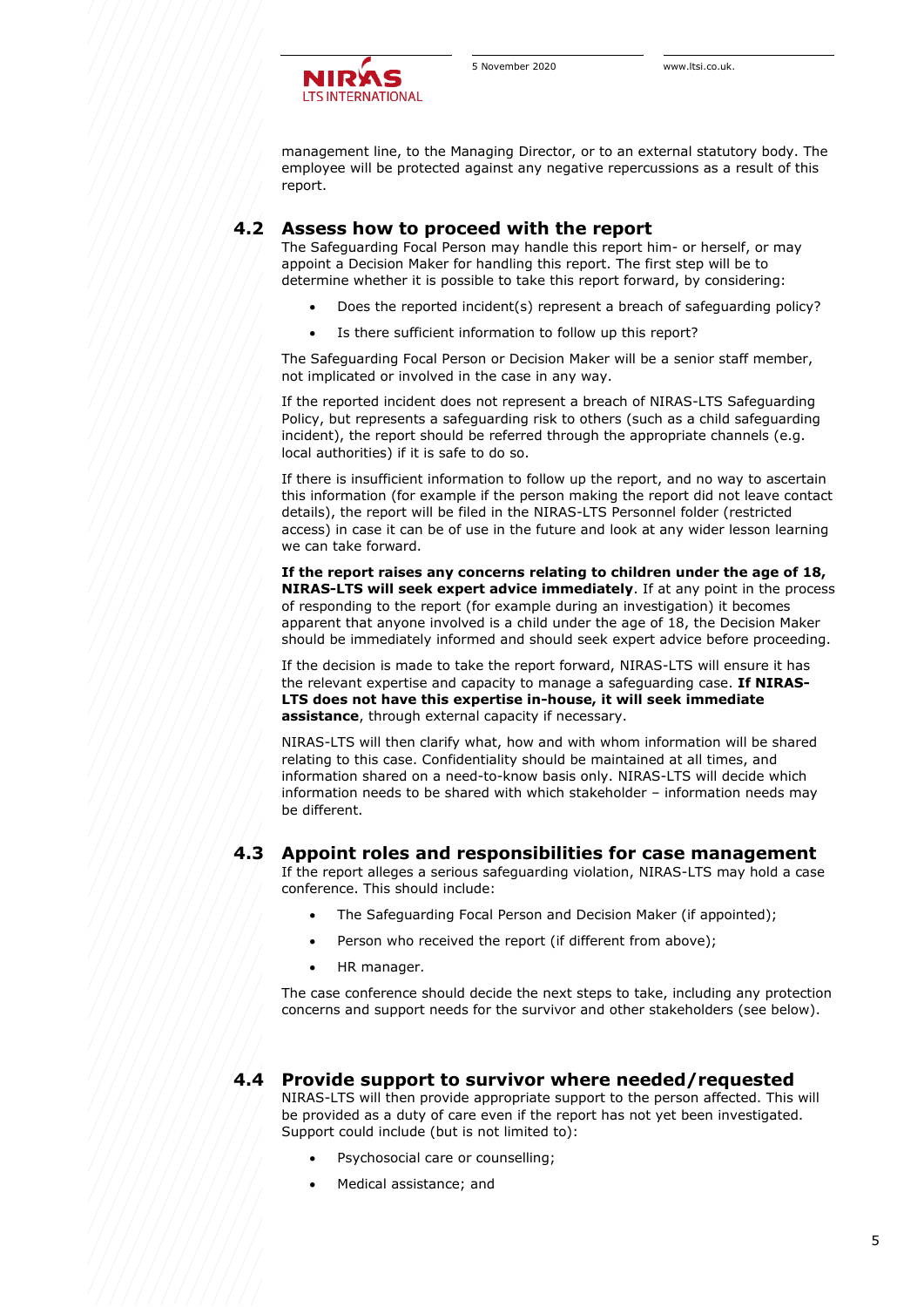management line, to the Managing Director, or to an external statutory body. The employee will be protected against any negative repercussions as a result of this report.

## 4.2 Assess how to proceed with the report

The Safeguarding Focal Person may handle this report him- or herself, or may appoint a Decision Maker for handling this report. The first step will be to determine whether it is possible to take this report forward, by considering:

- Does the reported incident(s) represent a breach of safeguarding policy?
- Is there sufficient information to follow up this report?

The Safeguarding Focal Person or Decision Maker will be a senior staff member, not implicated or involved in the case in any way.

If the reported incident does not represent a breach of NIRAS-LTS Safeguarding Policy, but represents a safeguarding risk to others (such as a child safeguarding incident), the report should be referred through the appropriate channels (e.g. local authorities) if it is safe to do so.

If there is insufficient information to follow up the report, and no way to ascertain this information (for example if the person making the report did not leave contact details), the report will be filed in the NIRAS-LTS Personnel folder (restricted access) in case it can be of use in the future and look at any wider lesson learning we can take forward.

**If the report raises any concerns relating to children under the age of 18, NIRAS-LTS will seek expert advice immediately**. If at any point in the process of responding to the report (for example during an investigation) it becomes apparent that anyone involved is a child under the age of 18, the Decision Maker should be immediately informed and should seek expert advice before proceeding.

If the decision is made to take the report forward, NIRAS-LTS will ensure it has the relevant expertise and capacity to manage a safeguarding case. **If NIRAS-LTS does not have this expertise in-house, it will seek immediate assistance**, through external capacity if necessary.

NIRAS-LTS will then clarify what, how and with whom information will be shared relating to this case. Confidentiality should be maintained at all times, and information shared on a need-to-know basis only. NIRAS-LTS will decide which information needs to be shared with which stakeholder – information needs may be different.

## 4.3 Appoint roles and responsibilities for case management

If the report alleges a serious safeguarding violation, NIRAS-LTS may hold a case conference. This should include:

- The Safeguarding Focal Person and Decision Maker (if appointed);
- Person who received the report (if different from above);
- HR manager.

The case conference should decide the next steps to take, including any protection concerns and support needs for the survivor and other stakeholders (see below).

## 4.4 Provide support to survivor where needed/requested

NIRAS-LTS will then provide appropriate support to the person affected. This will be provided as a duty of care even if the report has not yet been investigated. Support could include (but is not limited to):

- Psychosocial care or counselling;
- Medical assistance; and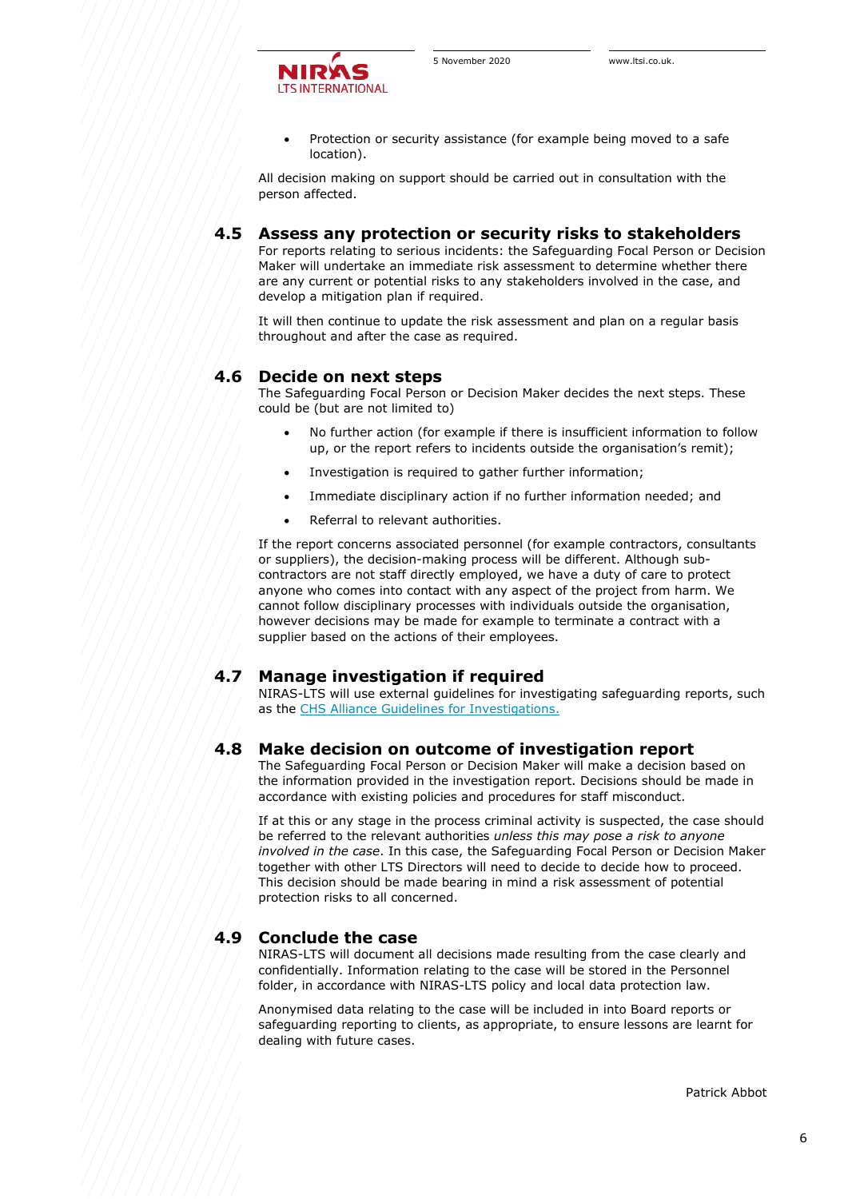- Protection or security assistance (for example being moved to a safe location).

All decision making on support should be carried out in consultation with the person affected.

## 4.5 Assess any protection or security risks to stakeholders

For reports relating to serious incidents: the Safeguarding Focal Person or Decision Maker will undertake an immediate risk assessment to determine whether there are any current or potential risks to any stakeholders involved in the case, and develop a mitigation plan if required.

It will then continue to update the risk assessment and plan on a regular basis throughout and after the case as required.

## 4.6 Decide on next steps

The Safeguarding Focal Person or Decision Maker decides the next steps. These could be (but are not limited to)

- No further action (for example if there is insufficient information to follow up, or the report refers to incidents outside the organisation's remit);
- Investigation is required to gather further information;
- Immediate disciplinary action if no further information needed; and
- Referral to relevant authorities.

If the report concerns associated personnel (for example contractors, consultants or suppliers), the decision-making process will be different. Although sub-contractors are not staff directly employed, we have a duty of care to protect anyone who comes into contact with any aspect of the project from harm. We cannot follow disciplinary processes with individuals outside the organisation, however decisions may be made for example to terminate a contract with a supplier based on the actions of their employees.

## 4.7 Manage investigation if required

NIRAS-LTS will use external guidelines for investigating safeguarding reports, such as the [CHS Alliance Guidelines for Investigations.]

## 4.8 Make decision on outcome of investigation report

The Safeguarding Focal Person or Decision Maker will make a decision based on the information provided in the investigation report. Decisions should be made in accordance with existing policies and procedures for staff misconduct.

If at this or any stage in the process criminal activity is suspected, the case should be referred to the relevant authorities *unless this may pose a risk to anyone involved in the case*. In this case, the Safeguarding Focal Person or Decision Maker together with other LTS Directors will need to decide to decide how to proceed. This decision should be made bearing in mind a risk assessment of potential protection risks to all concerned.

## 4.9 Conclude the case

NIRAS-LTS will document all decisions made resulting from the case clearly and confidentially. Information relating to the case will be stored in the Personnel folder, in accordance with NIRAS-LTS policy and local data protection law.

Anonymised data relating to the case will be included in into Board reports or safeguarding reporting to clients, as appropriate, to ensure lessons are learnt for dealing with future cases.

Patrick Abbot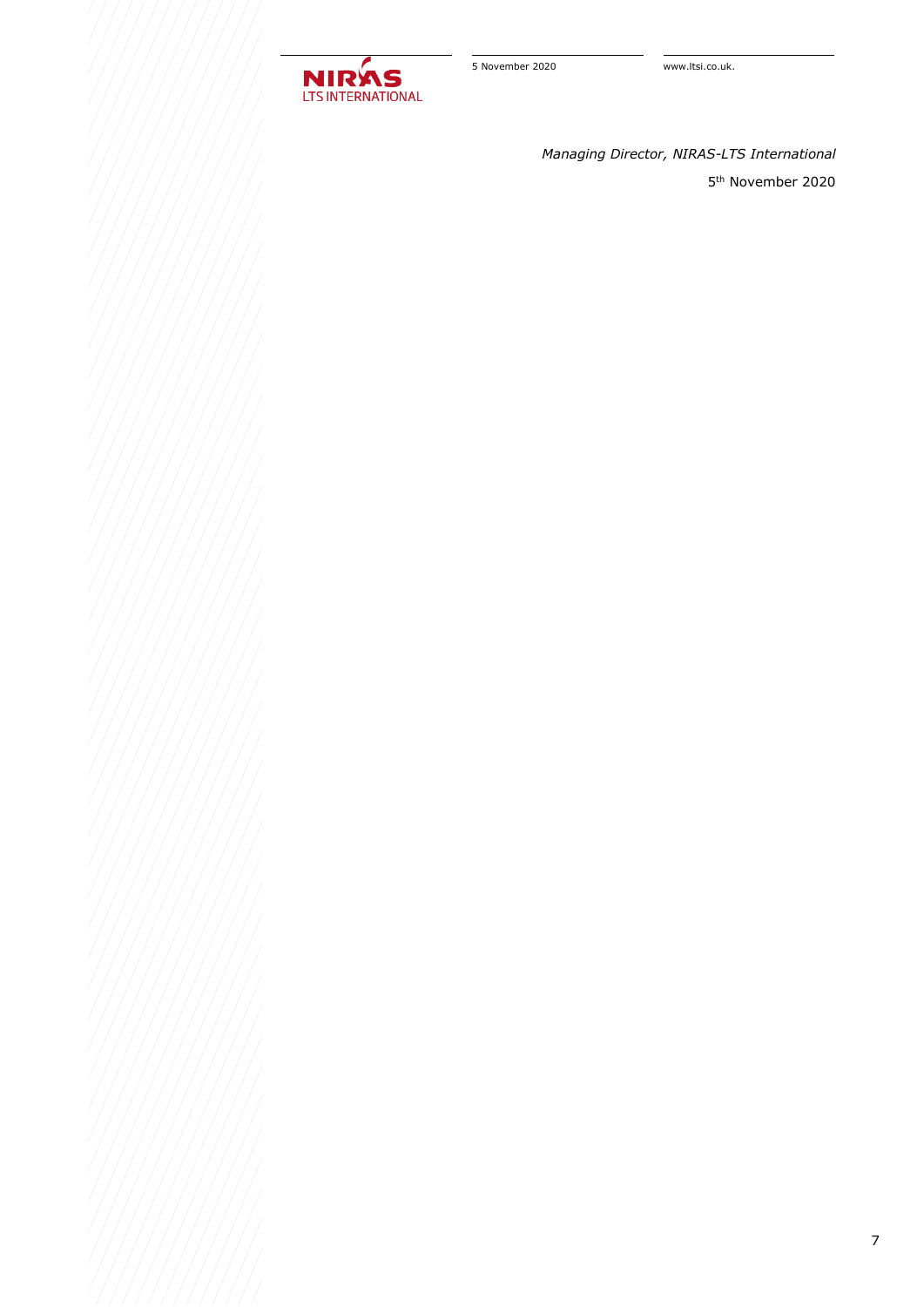*Managing Director, NIRAS-LTS International*

5th November 2020